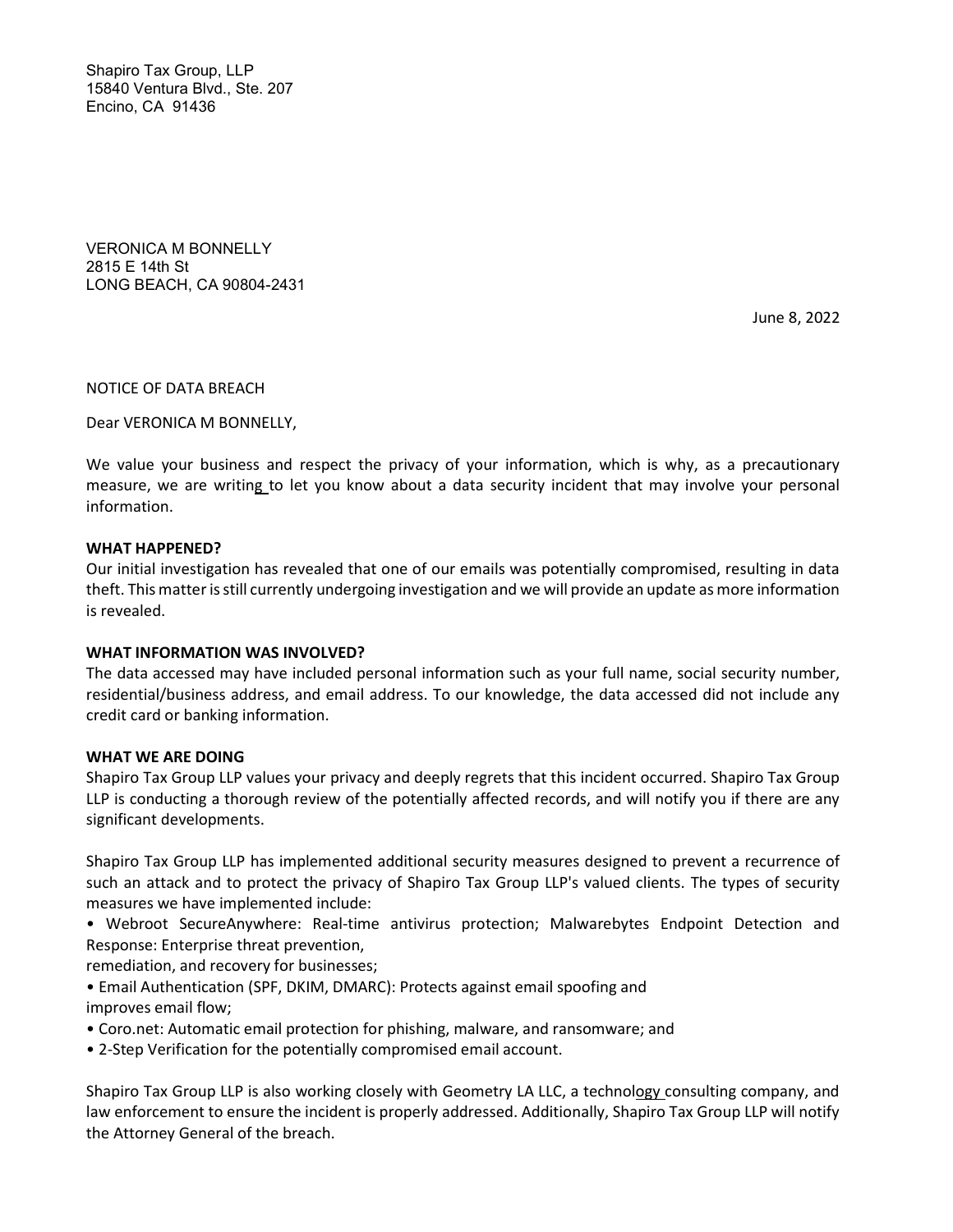Shapiro Tax Group, LLP
15840 Ventura Blvd., Ste. 207
Encino, CA 91436

VERONICA M BONNELLY
2815 E 14th St
LONG BEACH, CA 90804-2431

June 8, 2022

NOTICE OF DATA BREACH

Dear VERONICA M BONNELLY,

We value your business and respect the privacy of your information, which is why, as a precautionary measure, we are writing to let you know about a data security incident that may involve your personal information.

**WHAT HAPPENED?**

Our initial investigation has revealed that one of our emails was potentially compromised, resulting in data theft. This matter is still currently undergoing investigation and we will provide an update as more information is revealed.

**WHAT INFORMATION WAS INVOLVED?**

The data accessed may have included personal information such as your full name, social security number, residential/business address, and email address. To our knowledge, the data accessed did not include any credit card or banking information.

**WHAT WE ARE DOING**

Shapiro Tax Group LLP values your privacy and deeply regrets that this incident occurred. Shapiro Tax Group LLP is conducting a thorough review of the potentially affected records, and will notify you if there are any significant developments.

Shapiro Tax Group LLP has implemented additional security measures designed to prevent a recurrence of such an attack and to protect the privacy of Shapiro Tax Group LLP's valued clients. The types of security measures we have implemented include:

- Webroot SecureAnywhere: Real-time antivirus protection; Malwarebytes Endpoint Detection and Response: Enterprise threat prevention, remediation, and recovery for businesses;
- Email Authentication (SPF, DKIM, DMARC): Protects against email spoofing and improves email flow;
- Coro.net: Automatic email protection for phishing, malware, and ransomware; and
- 2-Step Verification for the potentially compromised email account.

Shapiro Tax Group LLP is also working closely with Geometry LA LLC, a technology consulting company, and law enforcement to ensure the incident is properly addressed. Additionally, Shapiro Tax Group LLP will notify the Attorney General of the breach.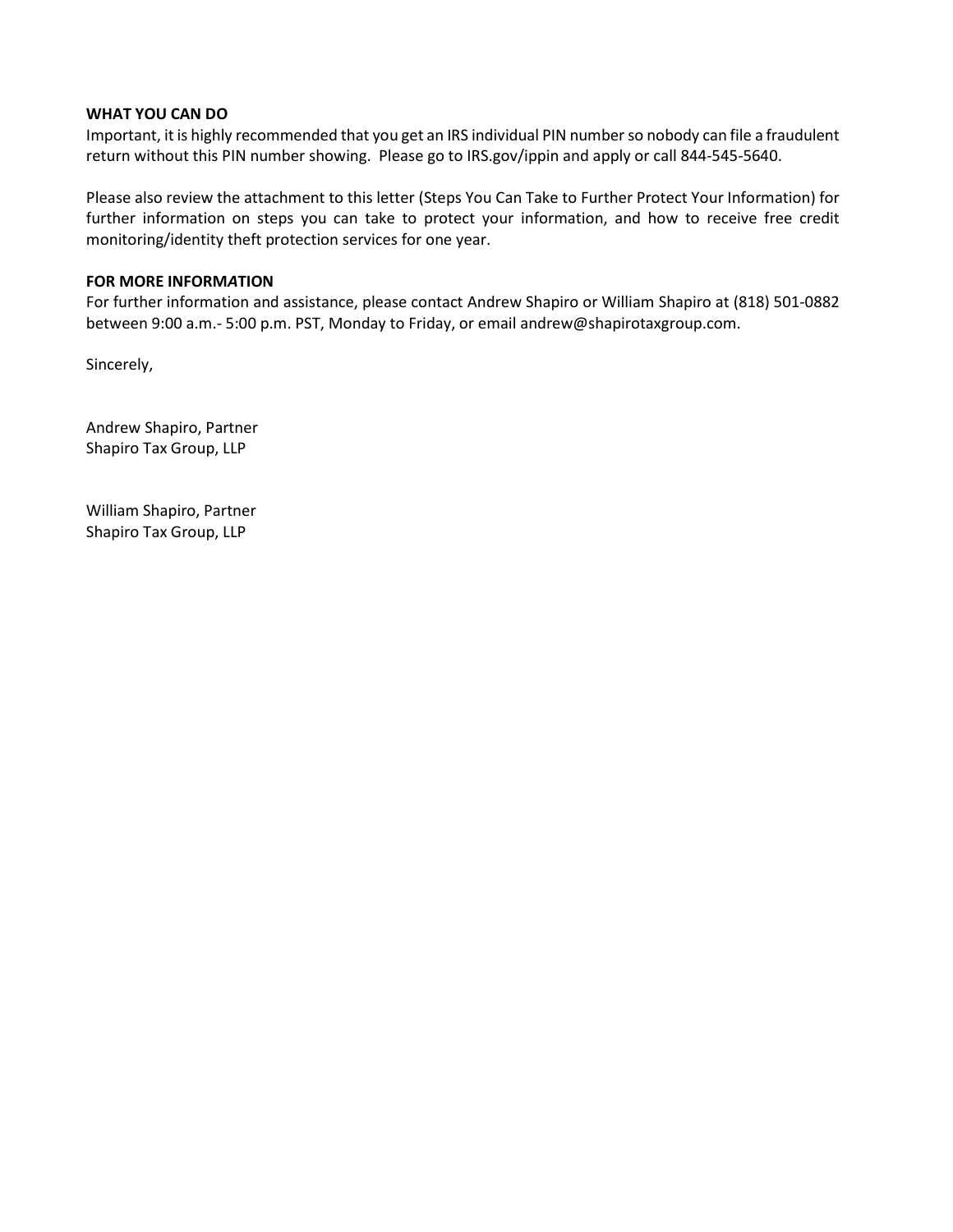**WHAT YOU CAN DO**

Important, it is highly recommended that you get an IRS individual PIN number so nobody can file a fraudulent return without this PIN number showing. Please go to IRS.gov/ippin and apply or call 844-545-5640.

Please also review the attachment to this letter (Steps You Can Take to Further Protect Your Information) for further information on steps you can take to protect your information, and how to receive free credit monitoring/identity theft protection services for one year.

**FOR MORE INFORMATION**

For further information and assistance, please contact Andrew Shapiro or William Shapiro at (818) 501-0882 between 9:00 a.m.- 5:00 p.m. PST, Monday to Friday, or email andrew@shapirotaxgroup.com.

Sincerely,

Andrew Shapiro, Partner
Shapiro Tax Group, LLP

William Shapiro, Partner
Shapiro Tax Group, LLP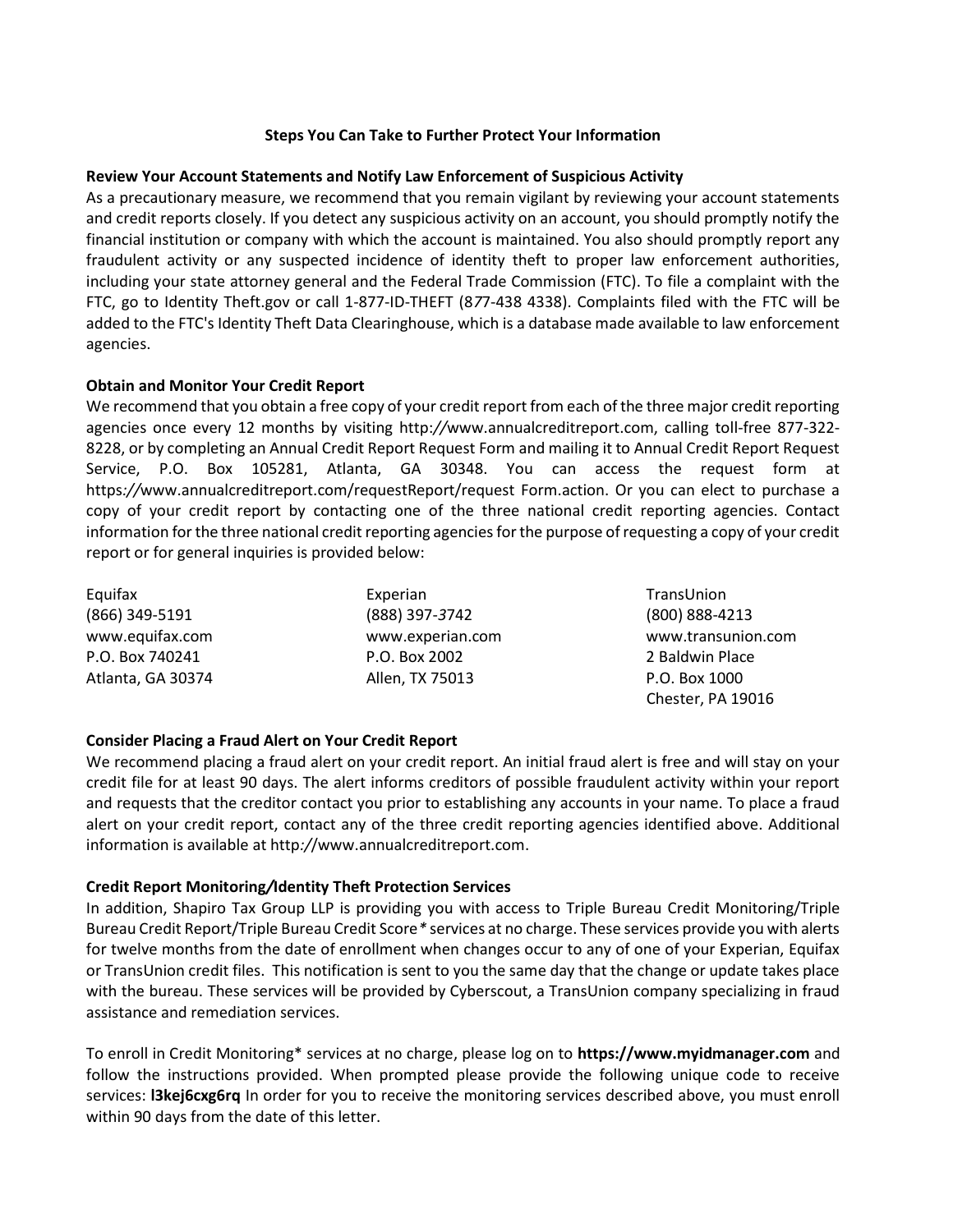## Steps You Can Take to Further Protect Your Information

### Review Your Account Statements and Notify Law Enforcement of Suspicious Activity

As a precautionary measure, we recommend that you remain vigilant by reviewing your account statements and credit reports closely. If you detect any suspicious activity on an account, you should promptly notify the financial institution or company with which the account is maintained. You also should promptly report any fraudulent activity or any suspected incidence of identity theft to proper law enforcement authorities, including your state attorney general and the Federal Trade Commission (FTC). To file a complaint with the FTC, go to Identity Theft.gov or call 1-877-ID-THEFT (877-438 4338). Complaints filed with the FTC will be added to the FTC's Identity Theft Data Clearinghouse, which is a database made available to law enforcement agencies.

### Obtain and Monitor Your Credit Report

We recommend that you obtain a free copy of your credit report from each of the three major credit reporting agencies once every 12 months by visiting http://www.annualcreditreport.com, calling toll-free 877-322-8228, or by completing an Annual Credit Report Request Form and mailing it to Annual Credit Report Request Service, P.O. Box 105281, Atlanta, GA 30348. You can access the request form at https://www.annualcreditreport.com/requestReport/request Form.action. Or you can elect to purchase a copy of your credit report by contacting one of the three national credit reporting agencies. Contact information for the three national credit reporting agencies for the purpose of requesting a copy of your credit report or for general inquiries is provided below:

| Equifax | Experian | TransUnion |
| --- | --- | --- |
| (866) 349-5191 | (888) 397-3742 | (800) 888-4213 |
| www.equifax.com | www.experian.com | www.transunion.com |
| P.O. Box 740241 | P.O. Box 2002 | 2 Baldwin Place |
| Atlanta, GA 30374 | Allen, TX 75013 | P.O. Box 1000 |
| | | Chester, PA 19016 |

### Consider Placing a Fraud Alert on Your Credit Report

We recommend placing a fraud alert on your credit report. An initial fraud alert is free and will stay on your credit file for at least 90 days. The alert informs creditors of possible fraudulent activity within your report and requests that the creditor contact you prior to establishing any accounts in your name. To place a fraud alert on your credit report, contact any of the three credit reporting agencies identified above. Additional information is available at http://www.annualcreditreport.com.

### Credit Report Monitoring/Identity Theft Protection Services

In addition, Shapiro Tax Group LLP is providing you with access to Triple Bureau Credit Monitoring/Triple Bureau Credit Report/Triple Bureau Credit Score* services at no charge. These services provide you with alerts for twelve months from the date of enrollment when changes occur to any of one of your Experian, Equifax or TransUnion credit files. This notification is sent to you the same day that the change or update takes place with the bureau. These services will be provided by Cyberscout, a TransUnion company specializing in fraud assistance and remediation services.

To enroll in Credit Monitoring* services at no charge, please log on to **https://www.myidmanager.com** and follow the instructions provided. When prompted please provide the following unique code to receive services: **l3kej6cxg6rq** In order for you to receive the monitoring services described above, you must enroll within 90 days from the date of this letter.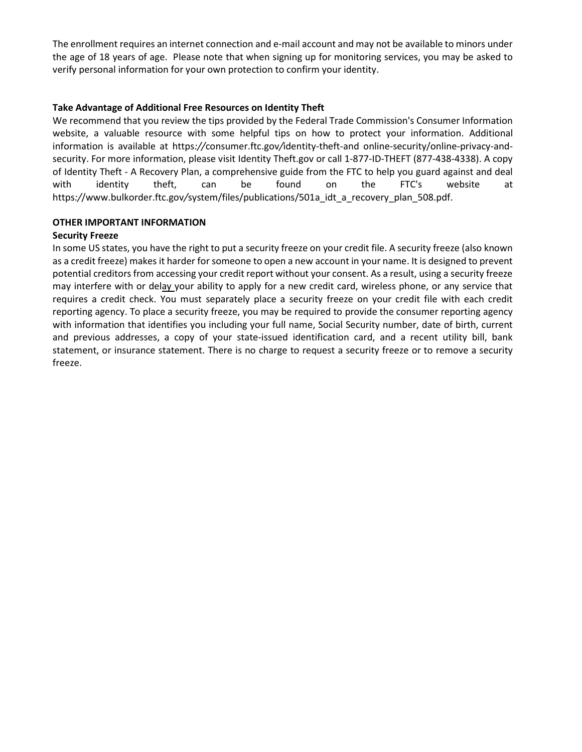The enrollment requires an internet connection and e-mail account and may not be available to minors under the age of 18 years of age. Please note that when signing up for monitoring services, you may be asked to verify personal information for your own protection to confirm your identity.

**Take Advantage of Additional Free Resources on Identity Theft**

We recommend that you review the tips provided by the Federal Trade Commission's Consumer Information website, a valuable resource with some helpful tips on how to protect your information. Additional information is available at https://consumer.ftc.gov/identity-theft-and online-security/online-privacy-and-security. For more information, please visit Identity Theft.gov or call 1-877-ID-THEFT (877-438-4338). A copy of Identity Theft - A Recovery Plan, a comprehensive guide from the FTC to help you guard against and deal with identity theft, can be found on the FTC's website at https://www.bulkorder.ftc.gov/system/files/publications/501a_idt_a_recovery_plan_508.pdf.

**OTHER IMPORTANT INFORMATION**

**Security Freeze**

In some US states, you have the right to put a security freeze on your credit file. A security freeze (also known as a credit freeze) makes it harder for someone to open a new account in your name. It is designed to prevent potential creditors from accessing your credit report without your consent. As a result, using a security freeze may interfere with or delay your ability to apply for a new credit card, wireless phone, or any service that requires a credit check. You must separately place a security freeze on your credit file with each credit reporting agency. To place a security freeze, you may be required to provide the consumer reporting agency with information that identifies you including your full name, Social Security number, date of birth, current and previous addresses, a copy of your state-issued identification card, and a recent utility bill, bank statement, or insurance statement. There is no charge to request a security freeze or to remove a security freeze.